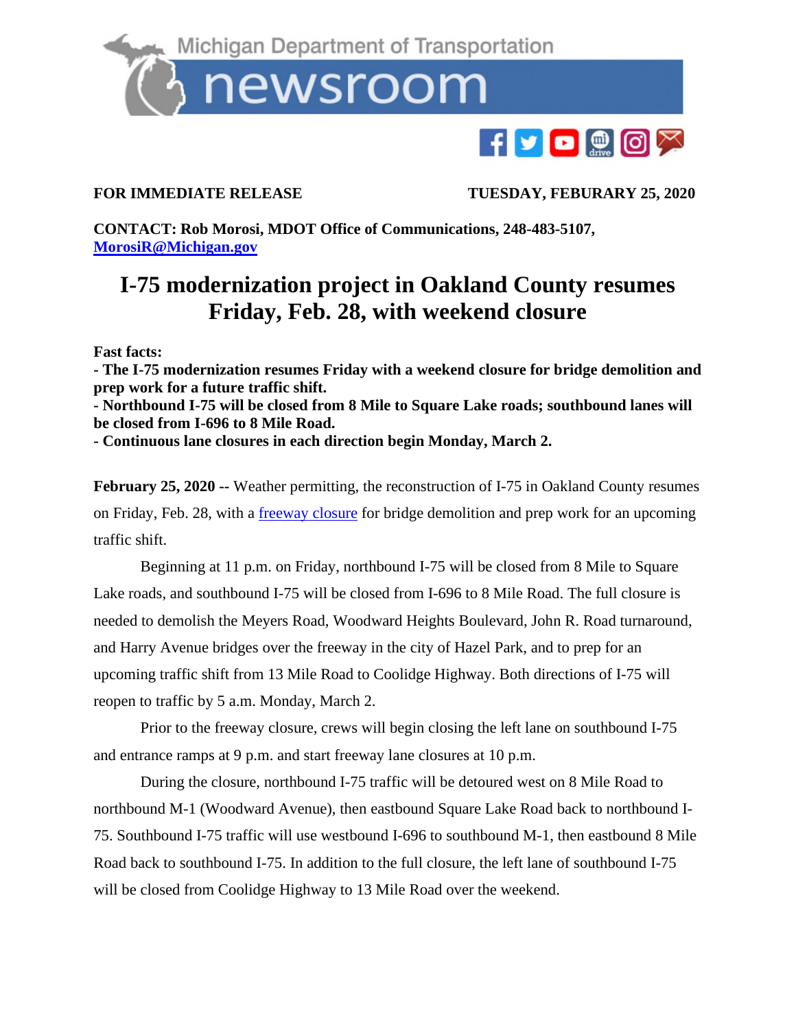Michigan Department of Transportation

newsroom

**FOR IMMEDIATE RELEASE** **TUESDAY, FEBURARY 25, 2020**

**CONTACT: Rob Morosi, MDOT Office of Communications, 248-483-5107, [MorosiR@Michigan.gov](mailto:MorosiR@Michigan.gov)**

# I-75 modernization project in Oakland County resumes Friday, Feb. 28, with weekend closure

**Fast facts:**
**- The I-75 modernization resumes Friday with a weekend closure for bridge demolition and prep work for a future traffic shift.**
**- Northbound I-75 will be closed from 8 Mile to Square Lake roads; southbound lanes will be closed from I-696 to 8 Mile Road.**
**- Continuous lane closures in each direction begin Monday, March 2.**

**February 25, 2020 --** Weather permitting, the reconstruction of I-75 in Oakland County resumes on Friday, Feb. 28, with a freeway closure for bridge demolition and prep work for an upcoming traffic shift.

Beginning at 11 p.m. on Friday, northbound I-75 will be closed from 8 Mile to Square Lake roads, and southbound I-75 will be closed from I-696 to 8 Mile Road. The full closure is needed to demolish the Meyers Road, Woodward Heights Boulevard, John R. Road turnaround, and Harry Avenue bridges over the freeway in the city of Hazel Park, and to prep for an upcoming traffic shift from 13 Mile Road to Coolidge Highway. Both directions of I-75 will reopen to traffic by 5 a.m. Monday, March 2.

Prior to the freeway closure, crews will begin closing the left lane on southbound I-75 and entrance ramps at 9 p.m. and start freeway lane closures at 10 p.m.

During the closure, northbound I-75 traffic will be detoured west on 8 Mile Road to northbound M-1 (Woodward Avenue), then eastbound Square Lake Road back to northbound I-75. Southbound I-75 traffic will use westbound I-696 to southbound M-1, then eastbound 8 Mile Road back to southbound I-75. In addition to the full closure, the left lane of southbound I-75 will be closed from Coolidge Highway to 13 Mile Road over the weekend.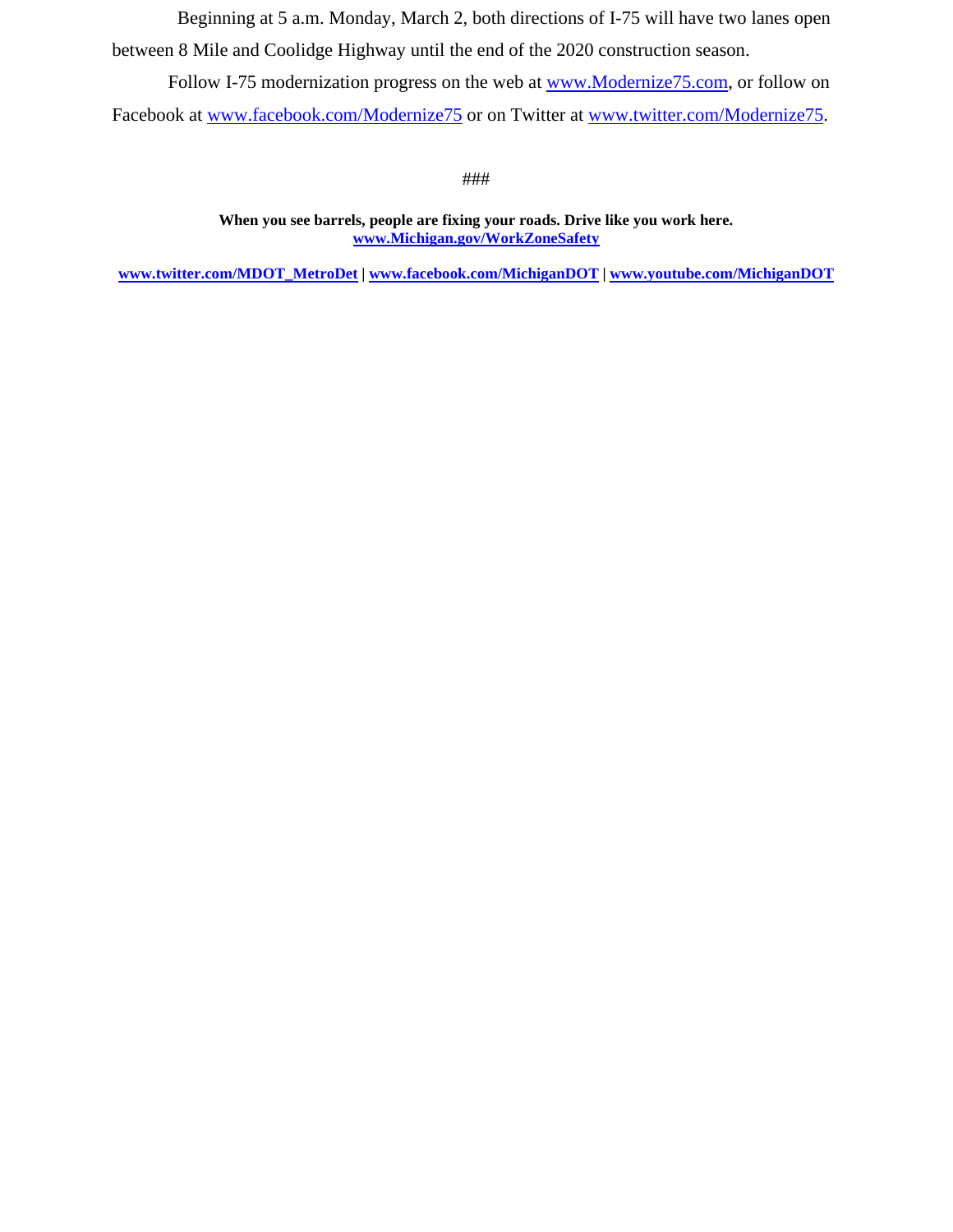Beginning at 5 a.m. Monday, March 2, both directions of I-75 will have two lanes open between 8 Mile and Coolidge Highway until the end of the 2020 construction season.

Follow I-75 modernization progress on the web at www.Modernize75.com, or follow on Facebook at www.facebook.com/Modernize75 or on Twitter at www.twitter.com/Modernize75.

###

**When you see barrels, people are fixing your roads. Drive like you work here.**
**www.Michigan.gov/WorkZoneSafety**

**www.twitter.com/MDOT_MetroDet | www.facebook.com/MichiganDOT | www.youtube.com/MichiganDOT**